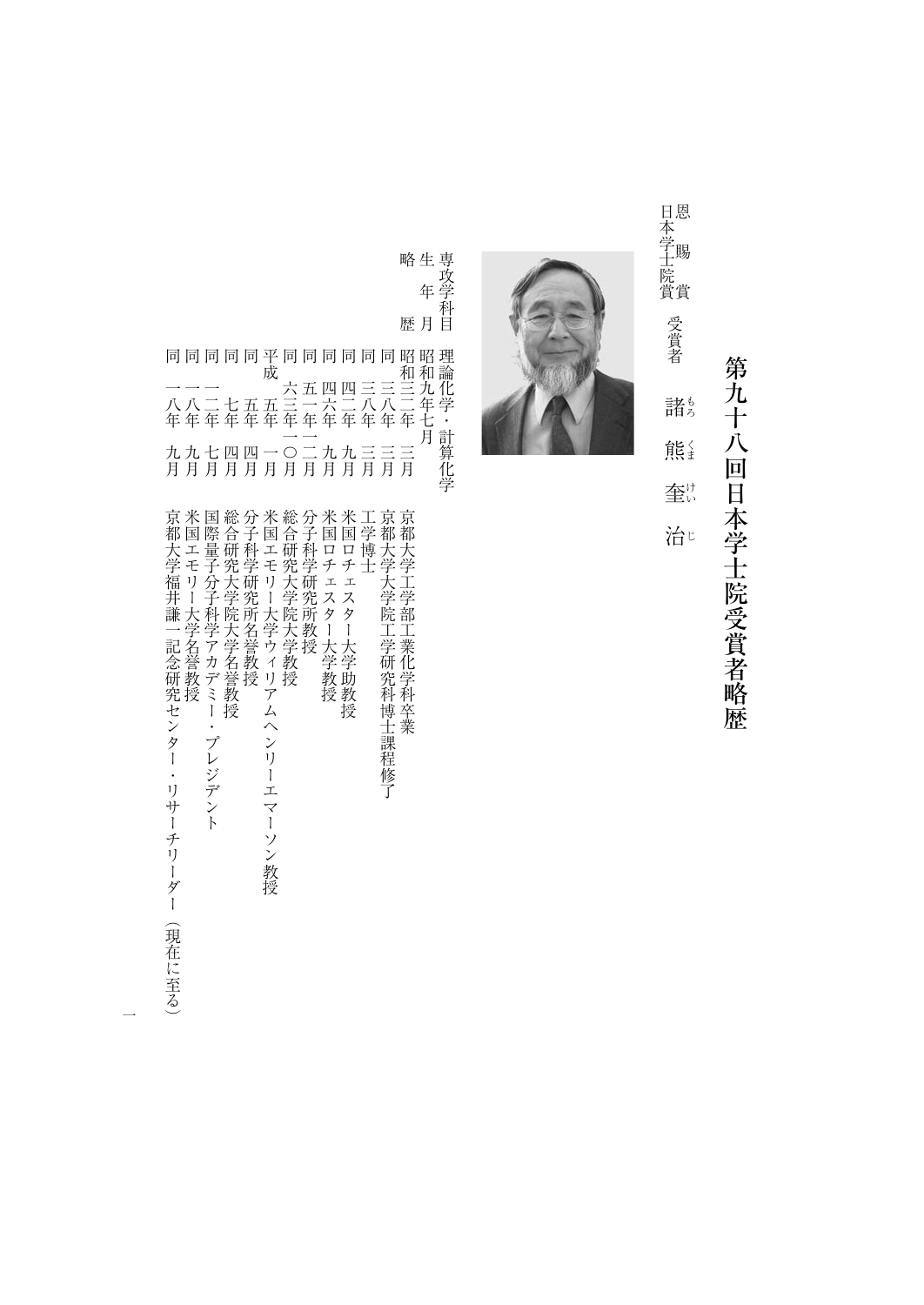# 第九十八回日本学士院受賞者略歴

恩賜賞
日本学士院賞　受賞者

諸熊(もろくま)　奎治(けいじ)

専攻学科目　理論化学・計算化学

生年月　昭和九年七月

略歴

| | | |
|---|---|---|
| 昭和三二年 | 三月 | 京都大学工学部工業化学科卒業 |
| 同　三八年 | 三月 | 京都大学大学院工学研究科博士課程修了 |
| 同　三八年 | 三月 | 工学博士 |
| 同　四二年 | 九月 | 米国ロチェスター大学助教授 |
| 同　四六年 | 九月 | 米国ロチェスター大学教授 |
| 同　五一年 | 一二月 | 分子科学研究所教授 |
| 同　六三年 | 一〇月 | 総合研究大学院大学教授 |
| 平成　五年 | 一月 | 米国エモリー大学ウィリアムヘンリーエマーソン教授 |
| 同　五年 | 四月 | 分子科学研究所名誉教授 |
| 同　七年 | 四月 | 総合研究大学院大学名誉教授 |
| 同　一二年 | 七月 | 国際量子分子科学アカデミー・プレジデント |
| 同　一八年 | 九月 | 米国エモリー大学名誉教授 |
| 同　一八年 | 九月 | 京都大学福井謙一記念研究センター・リサーチリーダー（現在に至る） |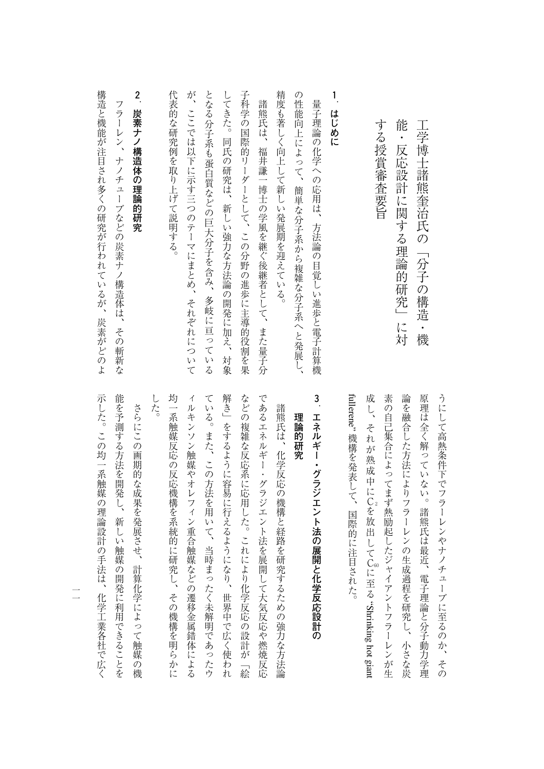# 工学博士諸熊奎治氏の「分子の構造・機能・反応設計に関する理論的研究」に対する授賞審査要旨

## 1．はじめに

量子理論の化学への応用は、方法論の目覚しい進歩と電子計算機の性能向上によって、簡単な分子系から複雑な分子系へと発展し、精度も著しく向上して新しい発展期を迎えている。

諸熊氏は、福井謙一博士の学風を継ぐ後継者として、また量子分子科学の国際的リーダーとして、この分野の進歩に主導的役割を果してきた。同氏の研究は、新しい強力な方法論の開発に加え、対象となる分子系も蛋白質などの巨大分子を含み、多岐に亘っているが、ここでは以下に示す三つのテーマにまとめ、それぞれについて代表的な研究例を取り上げて説明する。

## 2．炭素ナノ構造体の理論的研究

フラーレン、ナノチューブなどの炭素ナノ構造体は、その斬新な構造と機能が注目され多くの研究が行われているが、炭素がどのようにして高熱条件下でフラーレンやナノチューブに至るのか、その原理は全く解っていない。諸熊氏は最近、電子理論と分子動力学理論を融合した方法によりフラーレンの生成過程を研究し、小さな炭素の自己集合によってまず熱励起したジャイアントフラーレンが生成し、それが熟成中に$C_2$を放出して$C_{60}$に至る“Shrinking hot giant fullerene”機構を発表して、国際的に注目された。

## 3．エネルギー・グラジエント法の展開と化学反応設計の理論的研究

諸熊氏は、化学反応の機構と経路を研究するための強力な方法論であるエネルギー・グラジエント法を展開して大気反応や燃焼反応などの複雑な反応系に応用した。これにより化学反応の設計が「絵解き」をするように容易に行えるようになり、世界中で広く使われている。また、この方法を用いて、当時まったく未解明であったウィルキンソン触媒やオレフィン重合触媒などの遷移金属錯体による均一系触媒反応の反応機構を系統的に研究し、その機構を明らかにした。

さらにこの画期的な成果を発展させ、計算化学によって触媒の機能を予測する方法を開発し、新しい触媒の開発に利用できることを示した。この均一系触媒の理論設計の手法は、化学工業各社で広く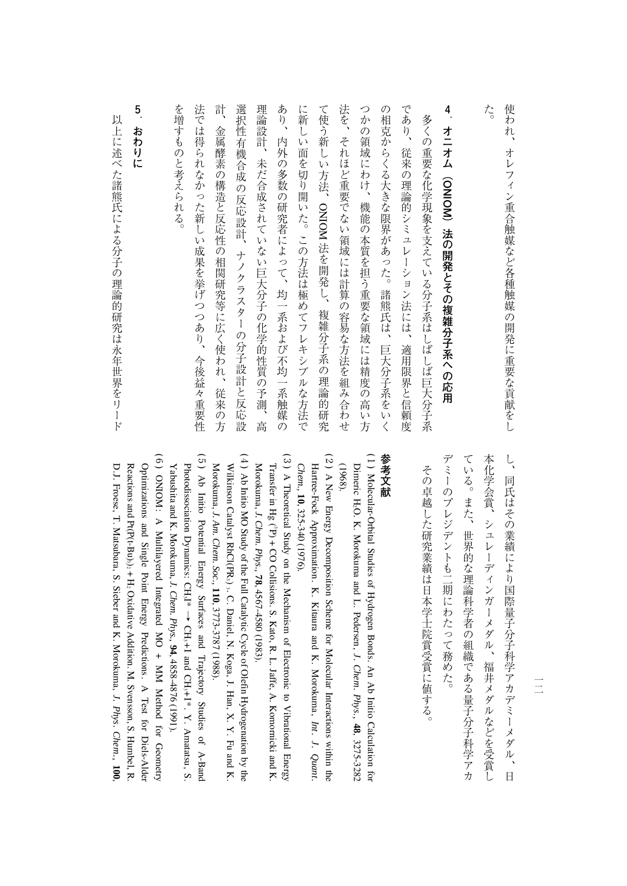使われ、オレフィン重合触媒など各種触媒の開発に重要な貢献をした。

## 4．オニオム（ONIOM）法の開発とその複雑分子系への応用

多くの重要な化学現象を支えている分子系はしばしば巨大分子系であり、従来の理論的シミュレーション法には、適用限界と信頼度の相克からくる大きな限界があった。諸熊氏は、巨大分子系をいくつかの領域にわけ、機能の本質を担う重要な領域には精度の高い方法を、それほど重要でない領域には計算の容易な方法を組み合わせて使う新しい方法、ONIOM 法を開発し、複雑分子系の理論的研究に新しい面を切り開いた。この方法は極めてフレキシブルな方法であり、内外の多数の研究者によって、均一系および不均一系触媒の理論設計、未だ合成されていない巨大分子の化学的性質の予測、高選択性有機合成の反応設計、ナノクラスターの分子設計と反応設計、金属酵素の構造と反応性の相関研究等に広く使われ、従来の方法では得られなかった新しい成果を挙げつつあり、今後益々重要性を増すものと考えられる。

## 5．おわりに

以上に述べた諸熊氏による分子の理論的研究は永年世界をリードし、同氏はその業績により国際量子分子科学アカデミーメダル、日本化学会賞、シュレーディンガーメダル、福井メダルなどを受賞している。また、世界的な理論科学者の組織である量子分子科学アカデミーのプレジデントも二期にわたって務めた。

その卓越した研究業績は日本学士院賞受賞に値する。

## 参考文献

(1) Molecular-Orbital Studies of Hydrogen Bonds. An Ab Initio Calculation for Dimeric $H_2O$. K. Morokuma and L. Pedersen, *J. Chem. Phys.*, **48**, 3275-3282 (1968).

(2) A New Energy Decomposition Scheme for Molecular Interactions within the Hartree-Fock Approximation. K. Kitaura and K. Morokuma, *Int. J. Quant. Chem.*, **10**, 325-340 (1976).

(3) A Theoretical Study on the Mechanism of Electronic to Vibrational Energy Transfer in Hg ($^3P$) + CO Collisions. S. Kato, R. L. Jaffe, A. Komornicki and K. Morokuma, *J. Chem. Phys.*, **78**, 4567-4580 (1983).

(4) Ab Initio MO Study of the Full Catalytic Cycle of Olefin Hydrogenation by the Wilkinson Catalyst $RhCl(PR_3)_3$. C. Daniel, N. Koga, J. Han, X. Y. Fu and K. Morokuma, *J. Am. Chem. Soc.*, **110**, 3773-3787 (1988).

(5) Ab Initio Potential Energy Surfaces and Trajectory Studies of A-Band Photodissociation Dynamics: $CH_3I^* \rightarrow CH_3+I$ and $CH_3+I^*$. Y. Amatatsu, S. Yabushita and K. Morokuma, *J. Chem. Phys.*, **94**, 4858-4876 (1991).

(6) ONIOM: A Multilayered Integrated MO + MM Method for Geometry Optimizations and Single Point Energy Predictions. A Test for Diels-Alder Reactions and $Pt(P(t\text{-}Bu)_3)_2 + H_2$ Oxidative Addition. M. Svensson, S. Humbel, R. D.J. Froese, T. Matsubara, S. Sieber and K. Morokuma, *J. Phys. Chem.*, **100**,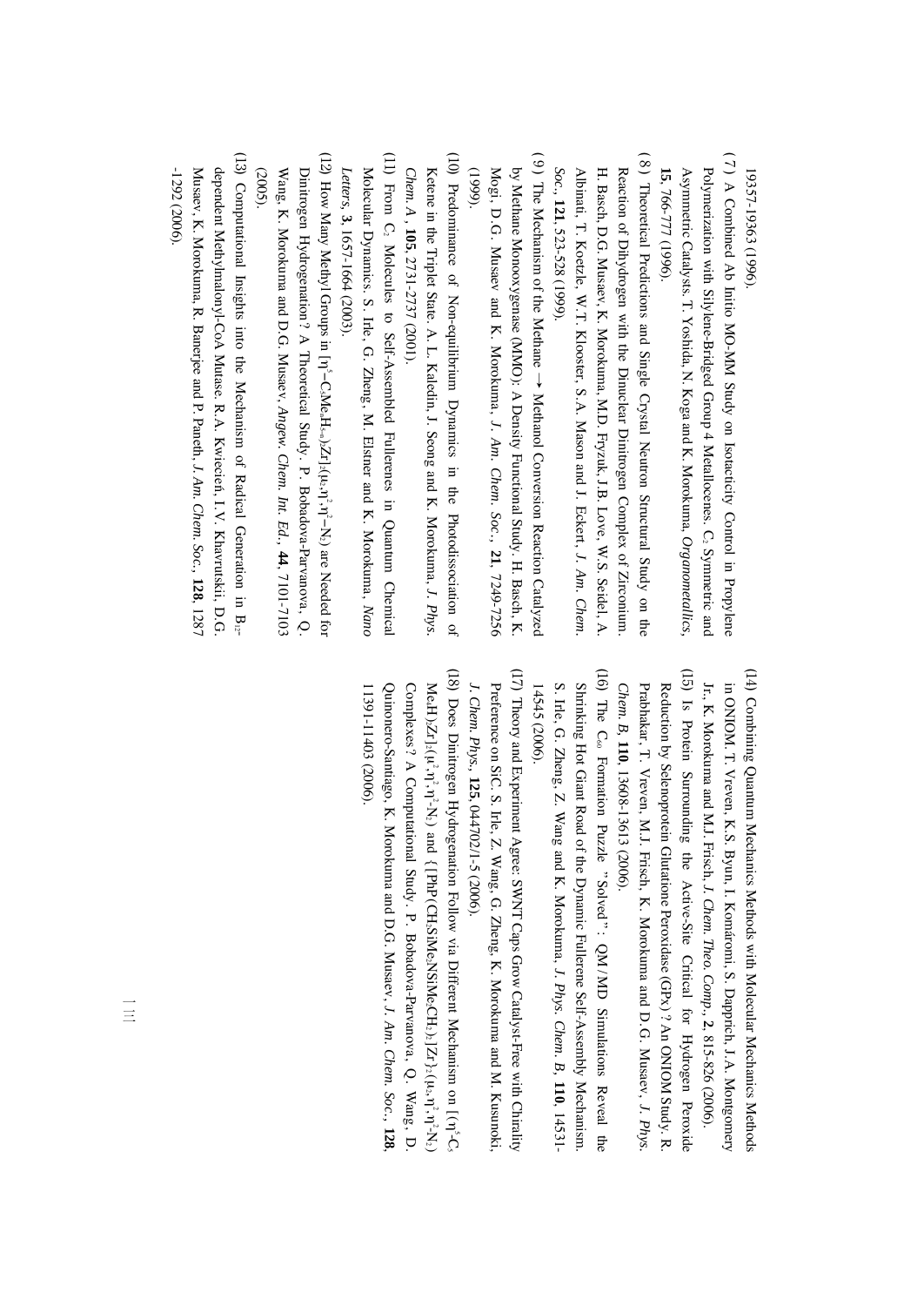19357-19363 (1996).

(7) A Combined Ab Initio MO-MM Study on Isotacticity Control in Propylene Polymerization with Silylene-Bridged Group 4 Metallocenes. $C_2$ Symmetric and Asymmetric Catalysts. T. Yoshida, N. Koga and K. Morokuma, *Organometallics*, **15**, 766-777 (1996).

(8) Theoretical Predictions and Single Crystal Neutron Structural Study on the Reaction of Dihydrogen with the Dinuclear Dinitrogen Complex of Zirconium. H. Basch, D.G. Musaev, K. Morokuma, M.D. Fryzuk, J.B. Love, W.S. Seidel, A. Albinati, T. Koetzle, W.T. Klooster, S.A. Mason and J. Eckert, *J. Am. Chem. Soc.*, **121**, 523-528 (1999).

(9) The Mechanism of the Methane → Methanol Conversion Reaction Catalyzed by Methane Monooxygenase (MMO): A Density Functional Study. H. Basch, K. Mogi, D.G. Musaev and K. Morokuma, *J. Am. Chem. Soc.*, **21**, 7249-7256 (1999).

(10) Predominance of Non-equilibrium Dynamics in the Photodissociation of Ketene in the Triplet State. A. L. Kaledin, J. Seong and K. Morokuma, *J. Phys. Chem. A*, **105**, 2731-2737 (2001).

(11) From $C_2$ Molecules to Self-Assembled Fullerenes in Quantum Chemical Molecular Dynamics. S. Irle, G. Zheng, M. Elstner and K. Morokuma, *Nano Letters*, **3**, 1657-1664 (2003).

(12) How Many Methyl Groups in $[(\eta^5\text{-}C_5Me_nH_{5-n})_2Zr]_2(\mu_2,\eta^2,\eta^2\text{-}N_2)$ are Needed for Dinitrogen Hydrogenation? A Theoretical Study. P. Bobadova-Parvanova, Q. Wang, K. Morokuma and D.G. Musaev, *Angew. Chem. Int. Ed.*, **44**, 7101-7103 (2005).

(13) Computational Insights into the Mechanism of Radical Generation in $B_{12}$-dependent Methylmalonyl-CoA Mutase. R.A. Kwiecień, I.V. Khavrutskii, D.G. Musaev, K. Morokuma, R. Banerjee and P. Paneth, *J. Am. Chem. Soc.*, **128**, 1287-1292 (2006).

(14) Combining Quantum Mechanics Methods with Molecular Mechanics Methods in ONIOM. T. Vreven, K.S. Byun, I. Komáromi, S. Dapprich, J.A. Montgomery Jr., K. Morokuma and M.J. Frisch, *J. Chem. Theo. Comp.*, **2**, 815-826 (2006).

(15) Is Protein Surrounding the Active-Site Critical for Hydrogen Peroxide Reduction by Selenoprotein Glutatione Peroxidase (GPx)? An ONIOM Study. R. Prabhakar, T. Vreven, M.J. Frisch, K. Morokuma and D.G. Musaev, *J. Phys. Chem. B*, **110**, 13608-13613 (2006).

(16) The $C_{60}$ Formation Puzzle "Solved": QM/MD Simulations Reveal the Shrinking Hot Giant Road of the Dynamic Fullerene Self-Assembly Mechanism. S. Irle, G. Zheng, Z. Wang and K. Morokuma, *J. Phys. Chem. B*, **110**, 14531-14545 (2006).

(17) Theory and Experiment Agree: SWNT Caps Grow Catalyst-Free with Chirality Preference on SiC. S. Irle, Z. Wang, G. Zheng, K. Morokuma and M. Kusunoki, *J. Chem. Phys.*, **125**, 044702/1-5 (2006).

(18) Does Dinitrogen Hydrogenation Follow via Different Mechanism on $[(\eta^5\text{-}C_5Me_4H)_2Zr]_2(\mu_2,\eta^2,\eta^2\text{-}N_2)$ and $\{[PhP(CH_2SiMe_2NSiMe_2CH_2)_2]Zr\}_2(\mu_2,\eta^2,\eta^2\text{-}N_2)$ Complexes? A Computational Study. P. Bobadova-Parvanova, Q. Wang, D. Quinonero-Santiago, K. Morokuma and D.G. Musaev, *J. Am. Chem. Soc.*, **128**, 11391-11403 (2006).